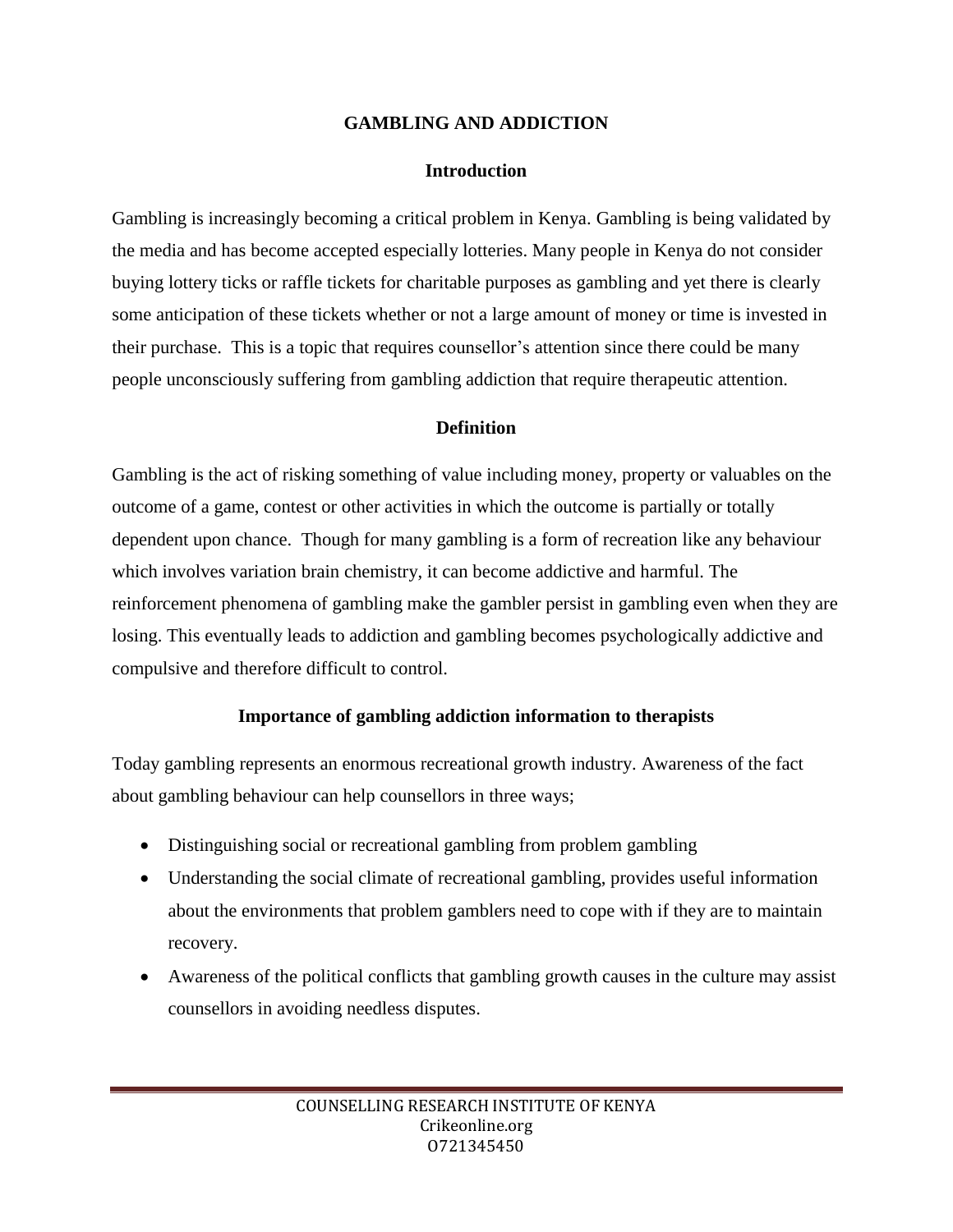# GAMBLING AND ADDICTION

## Introduction

Gambling is increasingly becoming a critical problem in Kenya. Gambling is being validated by the media and has become accepted especially lotteries. Many people in Kenya do not consider buying lottery ticks or raffle tickets for charitable purposes as gambling and yet there is clearly some anticipation of these tickets whether or not a large amount of money or time is invested in their purchase. This is a topic that requires counsellor's attention since there could be many people unconsciously suffering from gambling addiction that require therapeutic attention.

## Definition

Gambling is the act of risking something of value including money, property or valuables on the outcome of a game, contest or other activities in which the outcome is partially or totally dependent upon chance. Though for many gambling is a form of recreation like any behaviour which involves variation brain chemistry, it can become addictive and harmful. The reinforcement phenomena of gambling make the gambler persist in gambling even when they are losing. This eventually leads to addiction and gambling becomes psychologically addictive and compulsive and therefore difficult to control.

## Importance of gambling addiction information to therapists

Today gambling represents an enormous recreational growth industry. Awareness of the fact about gambling behaviour can help counsellors in three ways;

- Distinguishing social or recreational gambling from problem gambling
- Understanding the social climate of recreational gambling, provides useful information about the environments that problem gamblers need to cope with if they are to maintain recovery.
- Awareness of the political conflicts that gambling growth causes in the culture may assist counsellors in avoiding needless disputes.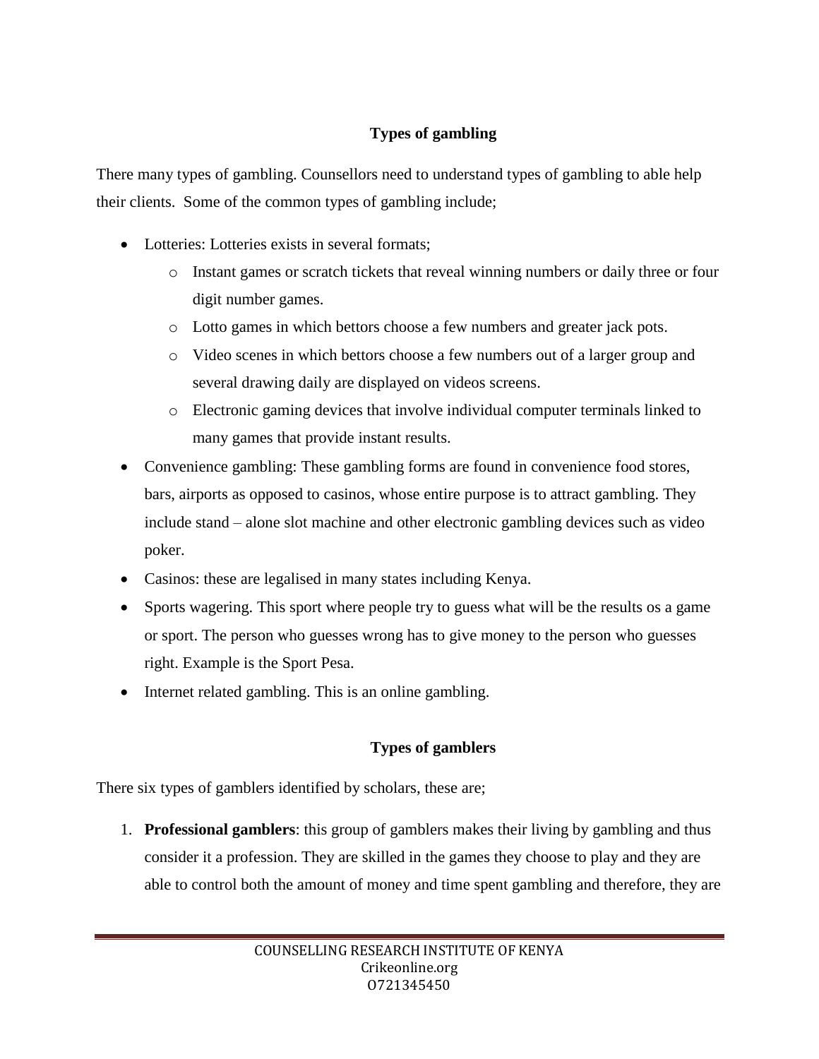## Types of gambling

There many types of gambling. Counsellors need to understand types of gambling to able help their clients. Some of the common types of gambling include;

- Lotteries: Lotteries exists in several formats;
  - Instant games or scratch tickets that reveal winning numbers or daily three or four digit number games.
  - Lotto games in which bettors choose a few numbers and greater jack pots.
  - Video scenes in which bettors choose a few numbers out of a larger group and several drawing daily are displayed on videos screens.
  - Electronic gaming devices that involve individual computer terminals linked to many games that provide instant results.
- Convenience gambling: These gambling forms are found in convenience food stores, bars, airports as opposed to casinos, whose entire purpose is to attract gambling. They include stand – alone slot machine and other electronic gambling devices such as video poker.
- Casinos: these are legalised in many states including Kenya.
- Sports wagering. This sport where people try to guess what will be the results os a game or sport. The person who guesses wrong has to give money to the person who guesses right. Example is the Sport Pesa.
- Internet related gambling. This is an online gambling.

## Types of gamblers

There six types of gamblers identified by scholars, these are;

1. **Professional gamblers**: this group of gamblers makes their living by gambling and thus consider it a profession. They are skilled in the games they choose to play and they are able to control both the amount of money and time spent gambling and therefore, they are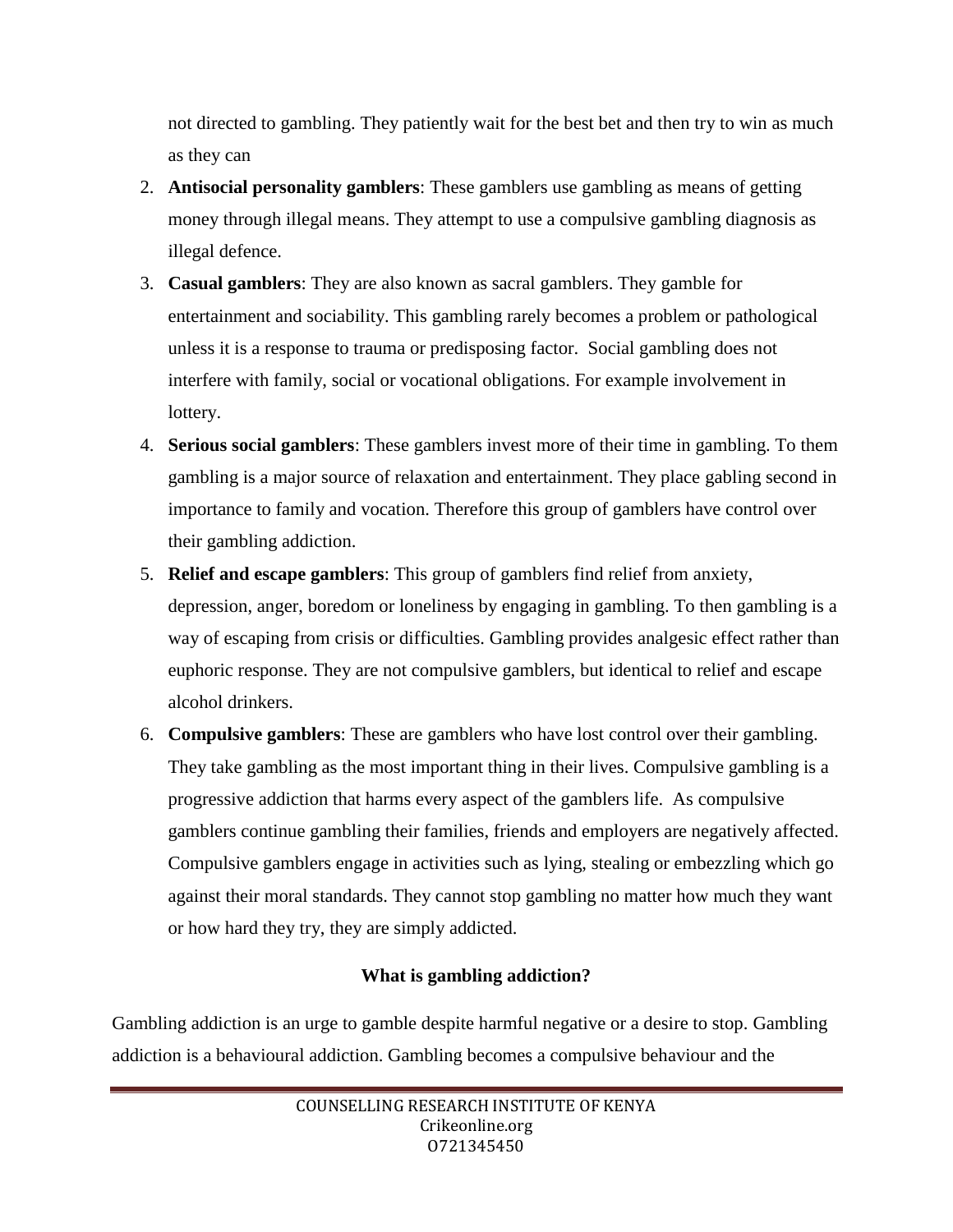not directed to gambling. They patiently wait for the best bet and then try to win as much as they can

2. **Antisocial personality gamblers**: These gamblers use gambling as means of getting money through illegal means. They attempt to use a compulsive gambling diagnosis as illegal defence.
3. **Casual gamblers**: They are also known as sacral gamblers. They gamble for entertainment and sociability. This gambling rarely becomes a problem or pathological unless it is a response to trauma or predisposing factor. Social gambling does not interfere with family, social or vocational obligations. For example involvement in lottery.
4. **Serious social gamblers**: These gamblers invest more of their time in gambling. To them gambling is a major source of relaxation and entertainment. They place gabling second in importance to family and vocation. Therefore this group of gamblers have control over their gambling addiction.
5. **Relief and escape gamblers**: This group of gamblers find relief from anxiety, depression, anger, boredom or loneliness by engaging in gambling. To then gambling is a way of escaping from crisis or difficulties. Gambling provides analgesic effect rather than euphoric response. They are not compulsive gamblers, but identical to relief and escape alcohol drinkers.
6. **Compulsive gamblers**: These are gamblers who have lost control over their gambling. They take gambling as the most important thing in their lives. Compulsive gambling is a progressive addiction that harms every aspect of the gamblers life. As compulsive gamblers continue gambling their families, friends and employers are negatively affected. Compulsive gamblers engage in activities such as lying, stealing or embezzling which go against their moral standards. They cannot stop gambling no matter how much they want or how hard they try, they are simply addicted.

## What is gambling addiction?

Gambling addiction is an urge to gamble despite harmful negative or a desire to stop. Gambling addiction is a behavioural addiction. Gambling becomes a compulsive behaviour and the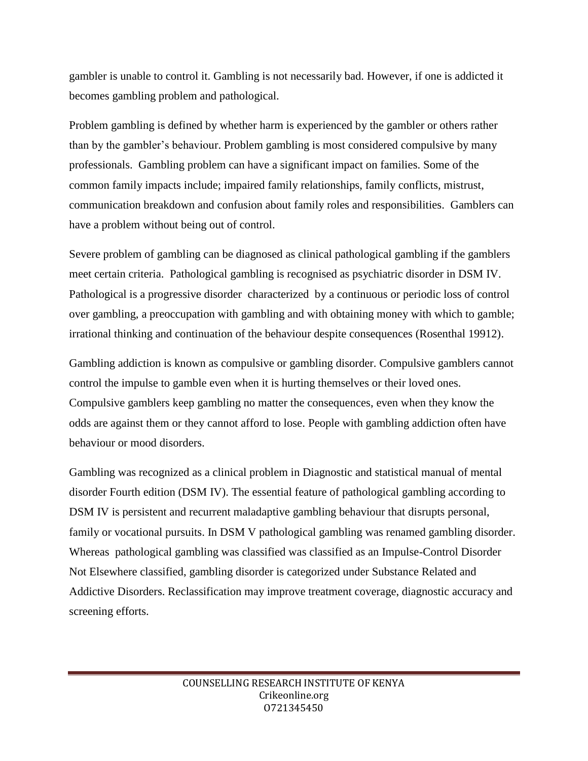gambler is unable to control it. Gambling is not necessarily bad. However, if one is addicted it becomes gambling problem and pathological.

Problem gambling is defined by whether harm is experienced by the gambler or others rather than by the gambler's behaviour. Problem gambling is most considered compulsive by many professionals. Gambling problem can have a significant impact on families. Some of the common family impacts include; impaired family relationships, family conflicts, mistrust, communication breakdown and confusion about family roles and responsibilities. Gamblers can have a problem without being out of control.

Severe problem of gambling can be diagnosed as clinical pathological gambling if the gamblers meet certain criteria. Pathological gambling is recognised as psychiatric disorder in DSM IV. Pathological is a progressive disorder characterized by a continuous or periodic loss of control over gambling, a preoccupation with gambling and with obtaining money with which to gamble; irrational thinking and continuation of the behaviour despite consequences (Rosenthal 19912).

Gambling addiction is known as compulsive or gambling disorder. Compulsive gamblers cannot control the impulse to gamble even when it is hurting themselves or their loved ones. Compulsive gamblers keep gambling no matter the consequences, even when they know the odds are against them or they cannot afford to lose. People with gambling addiction often have behaviour or mood disorders.

Gambling was recognized as a clinical problem in Diagnostic and statistical manual of mental disorder Fourth edition (DSM IV). The essential feature of pathological gambling according to DSM IV is persistent and recurrent maladaptive gambling behaviour that disrupts personal, family or vocational pursuits. In DSM V pathological gambling was renamed gambling disorder. Whereas pathological gambling was classified was classified as an Impulse-Control Disorder Not Elsewhere classified, gambling disorder is categorized under Substance Related and Addictive Disorders. Reclassification may improve treatment coverage, diagnostic accuracy and screening efforts.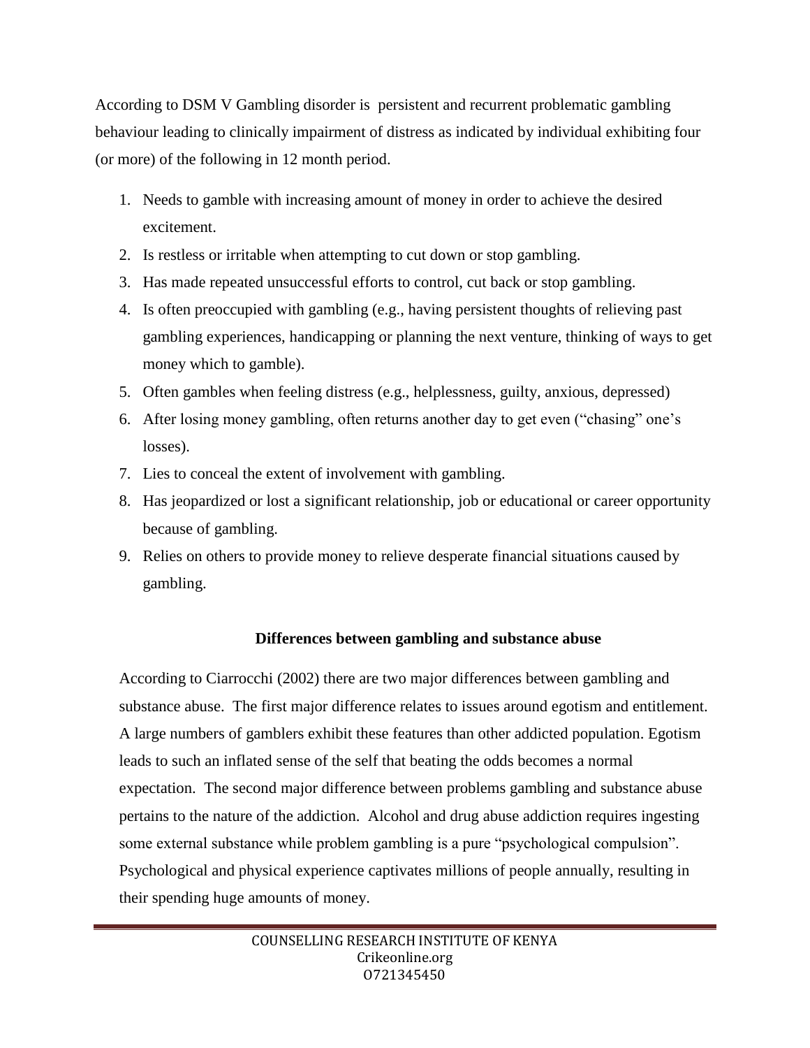According to DSM V Gambling disorder is persistent and recurrent problematic gambling behaviour leading to clinically impairment of distress as indicated by individual exhibiting four (or more) of the following in 12 month period.

1. Needs to gamble with increasing amount of money in order to achieve the desired excitement.
2. Is restless or irritable when attempting to cut down or stop gambling.
3. Has made repeated unsuccessful efforts to control, cut back or stop gambling.
4. Is often preoccupied with gambling (e.g., having persistent thoughts of relieving past gambling experiences, handicapping or planning the next venture, thinking of ways to get money which to gamble).
5. Often gambles when feeling distress (e.g., helplessness, guilty, anxious, depressed)
6. After losing money gambling, often returns another day to get even ("chasing" one's losses).
7. Lies to conceal the extent of involvement with gambling.
8. Has jeopardized or lost a significant relationship, job or educational or career opportunity because of gambling.
9. Relies on others to provide money to relieve desperate financial situations caused by gambling.

## Differences between gambling and substance abuse

According to Ciarrocchi (2002) there are two major differences between gambling and substance abuse. The first major difference relates to issues around egotism and entitlement. A large numbers of gamblers exhibit these features than other addicted population. Egotism leads to such an inflated sense of the self that beating the odds becomes a normal expectation. The second major difference between problems gambling and substance abuse pertains to the nature of the addiction. Alcohol and drug abuse addiction requires ingesting some external substance while problem gambling is a pure "psychological compulsion". Psychological and physical experience captivates millions of people annually, resulting in their spending huge amounts of money.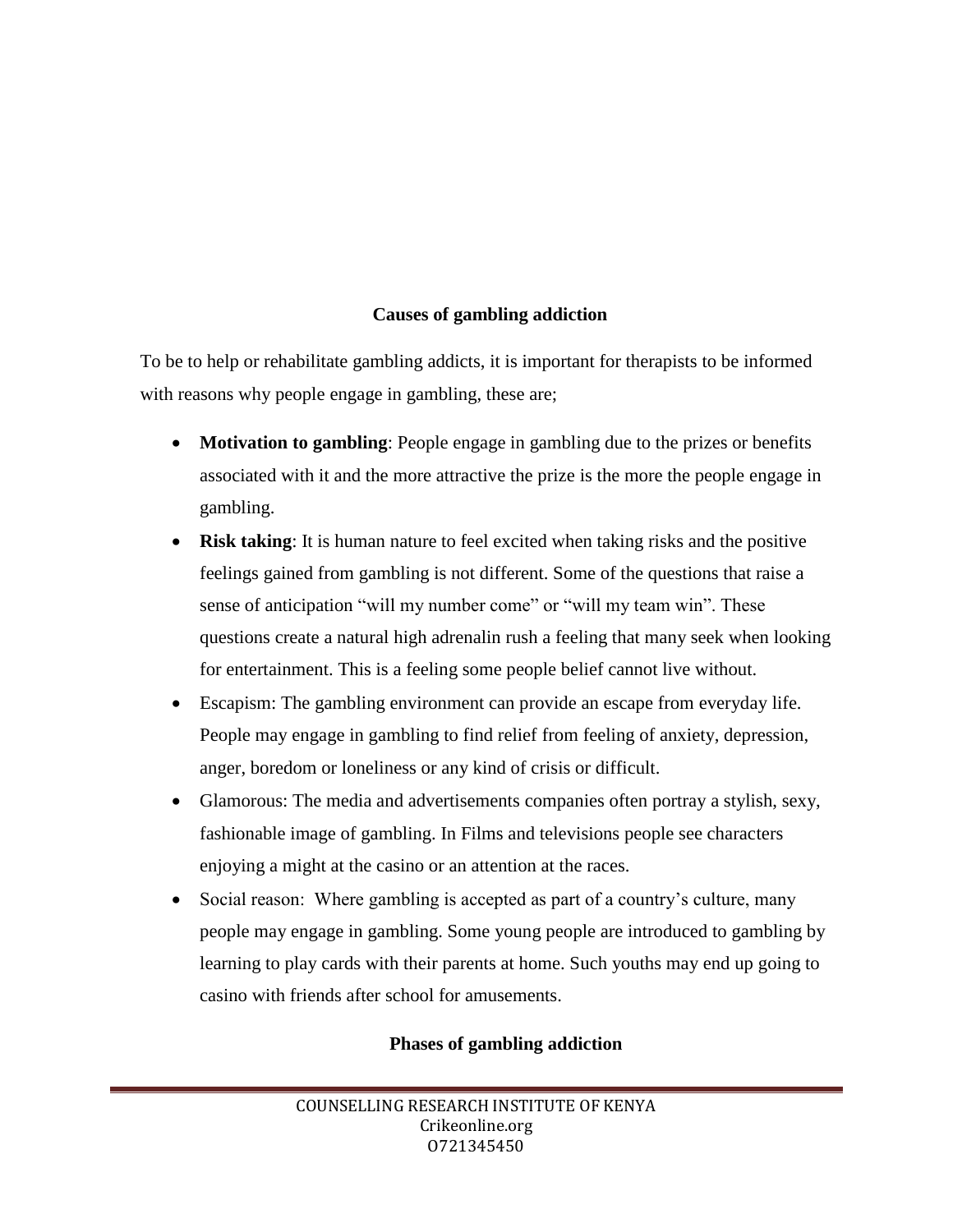## Causes of gambling addiction

To be to help or rehabilitate gambling addicts, it is important for therapists to be informed with reasons why people engage in gambling, these are;

- **Motivation to gambling**: People engage in gambling due to the prizes or benefits associated with it and the more attractive the prize is the more the people engage in gambling.
- **Risk taking**: It is human nature to feel excited when taking risks and the positive feelings gained from gambling is not different. Some of the questions that raise a sense of anticipation "will my number come" or "will my team win". These questions create a natural high adrenalin rush a feeling that many seek when looking for entertainment. This is a feeling some people belief cannot live without.
- Escapism: The gambling environment can provide an escape from everyday life. People may engage in gambling to find relief from feeling of anxiety, depression, anger, boredom or loneliness or any kind of crisis or difficult.
- Glamorous: The media and advertisements companies often portray a stylish, sexy, fashionable image of gambling. In Films and televisions people see characters enjoying a might at the casino or an attention at the races.
- Social reason: Where gambling is accepted as part of a country's culture, many people may engage in gambling. Some young people are introduced to gambling by learning to play cards with their parents at home. Such youths may end up going to casino with friends after school for amusements.

## Phases of gambling addiction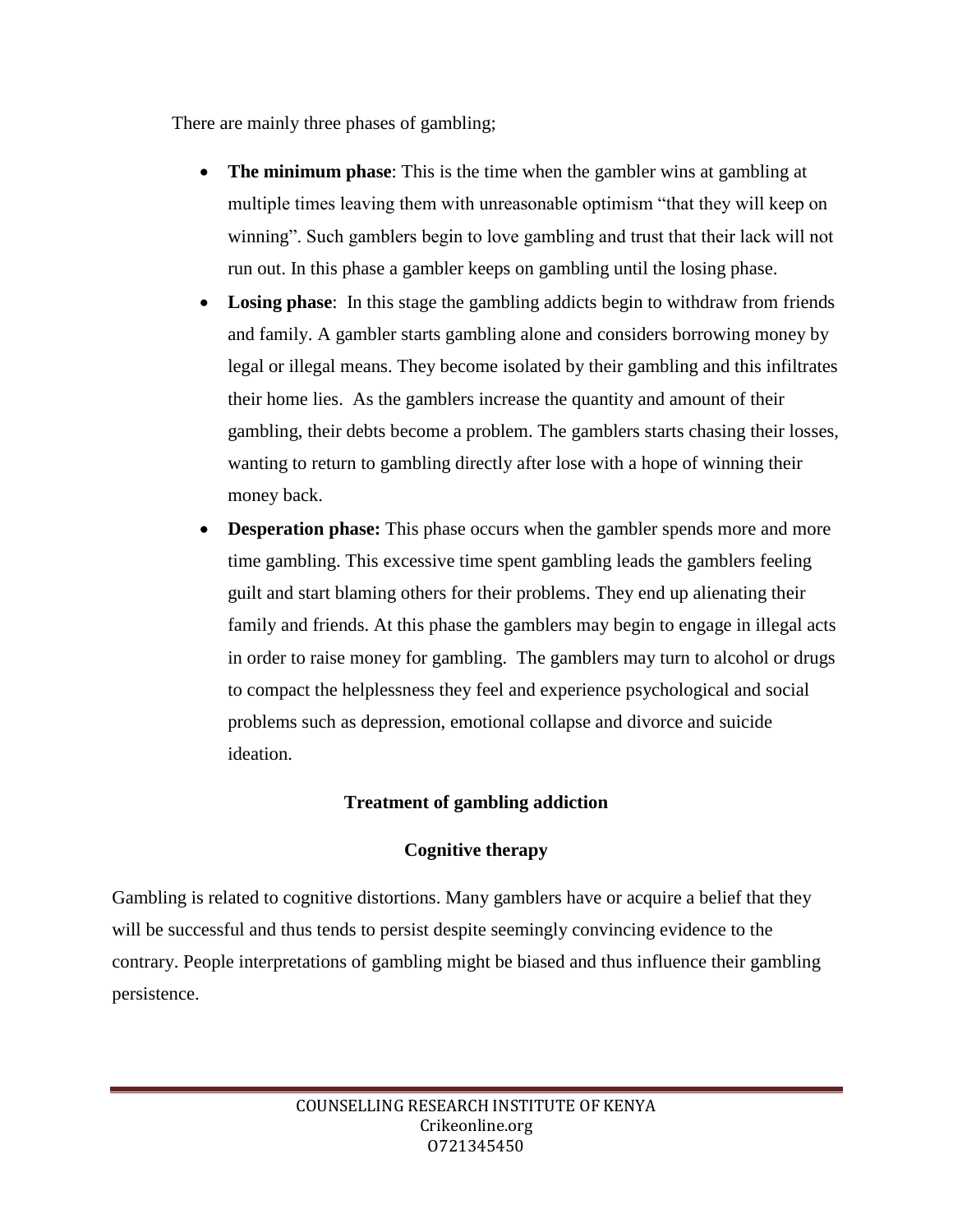There are mainly three phases of gambling;

- **The minimum phase**: This is the time when the gambler wins at gambling at multiple times leaving them with unreasonable optimism "that they will keep on winning". Such gamblers begin to love gambling and trust that their lack will not run out. In this phase a gambler keeps on gambling until the losing phase.
- **Losing phase**: In this stage the gambling addicts begin to withdraw from friends and family. A gambler starts gambling alone and considers borrowing money by legal or illegal means. They become isolated by their gambling and this infiltrates their home lies. As the gamblers increase the quantity and amount of their gambling, their debts become a problem. The gamblers starts chasing their losses, wanting to return to gambling directly after lose with a hope of winning their money back.
- **Desperation phase:** This phase occurs when the gambler spends more and more time gambling. This excessive time spent gambling leads the gamblers feeling guilt and start blaming others for their problems. They end up alienating their family and friends. At this phase the gamblers may begin to engage in illegal acts in order to raise money for gambling. The gamblers may turn to alcohol or drugs to compact the helplessness they feel and experience psychological and social problems such as depression, emotional collapse and divorce and suicide ideation.

## Treatment of gambling addiction

### Cognitive therapy

Gambling is related to cognitive distortions. Many gamblers have or acquire a belief that they will be successful and thus tends to persist despite seemingly convincing evidence to the contrary. People interpretations of gambling might be biased and thus influence their gambling persistence.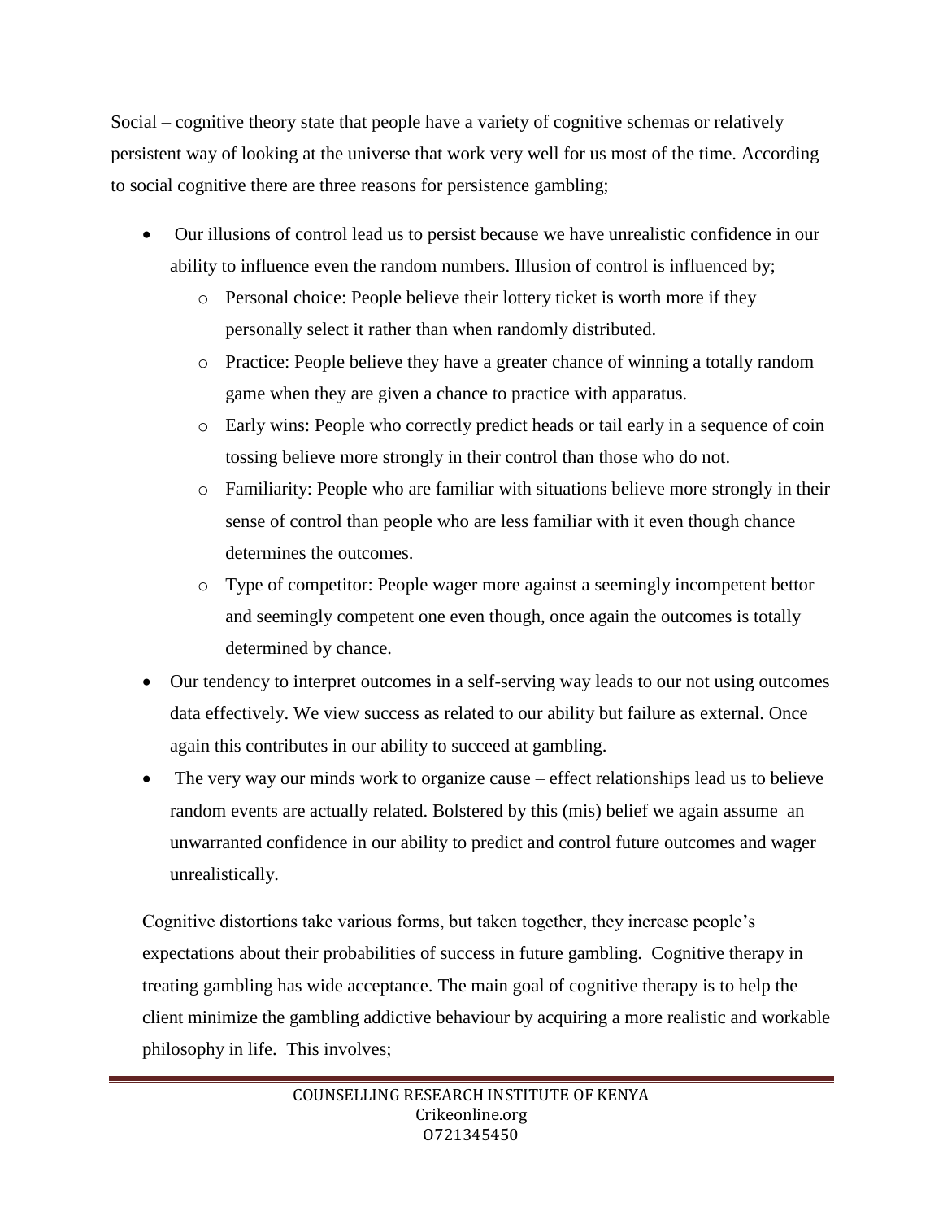Social – cognitive theory state that people have a variety of cognitive schemas or relatively persistent way of looking at the universe that work very well for us most of the time. According to social cognitive there are three reasons for persistence gambling;

- Our illusions of control lead us to persist because we have unrealistic confidence in our ability to influence even the random numbers. Illusion of control is influenced by;
  - Personal choice: People believe their lottery ticket is worth more if they personally select it rather than when randomly distributed.
  - Practice: People believe they have a greater chance of winning a totally random game when they are given a chance to practice with apparatus.
  - Early wins: People who correctly predict heads or tail early in a sequence of coin tossing believe more strongly in their control than those who do not.
  - Familiarity: People who are familiar with situations believe more strongly in their sense of control than people who are less familiar with it even though chance determines the outcomes.
  - Type of competitor: People wager more against a seemingly incompetent bettor and seemingly competent one even though, once again the outcomes is totally determined by chance.
- Our tendency to interpret outcomes in a self-serving way leads to our not using outcomes data effectively. We view success as related to our ability but failure as external. Once again this contributes in our ability to succeed at gambling.
- The very way our minds work to organize cause – effect relationships lead us to believe random events are actually related. Bolstered by this (mis) belief we again assume an unwarranted confidence in our ability to predict and control future outcomes and wager unrealistically.

Cognitive distortions take various forms, but taken together, they increase people's expectations about their probabilities of success in future gambling. Cognitive therapy in treating gambling has wide acceptance. The main goal of cognitive therapy is to help the client minimize the gambling addictive behaviour by acquiring a more realistic and workable philosophy in life. This involves;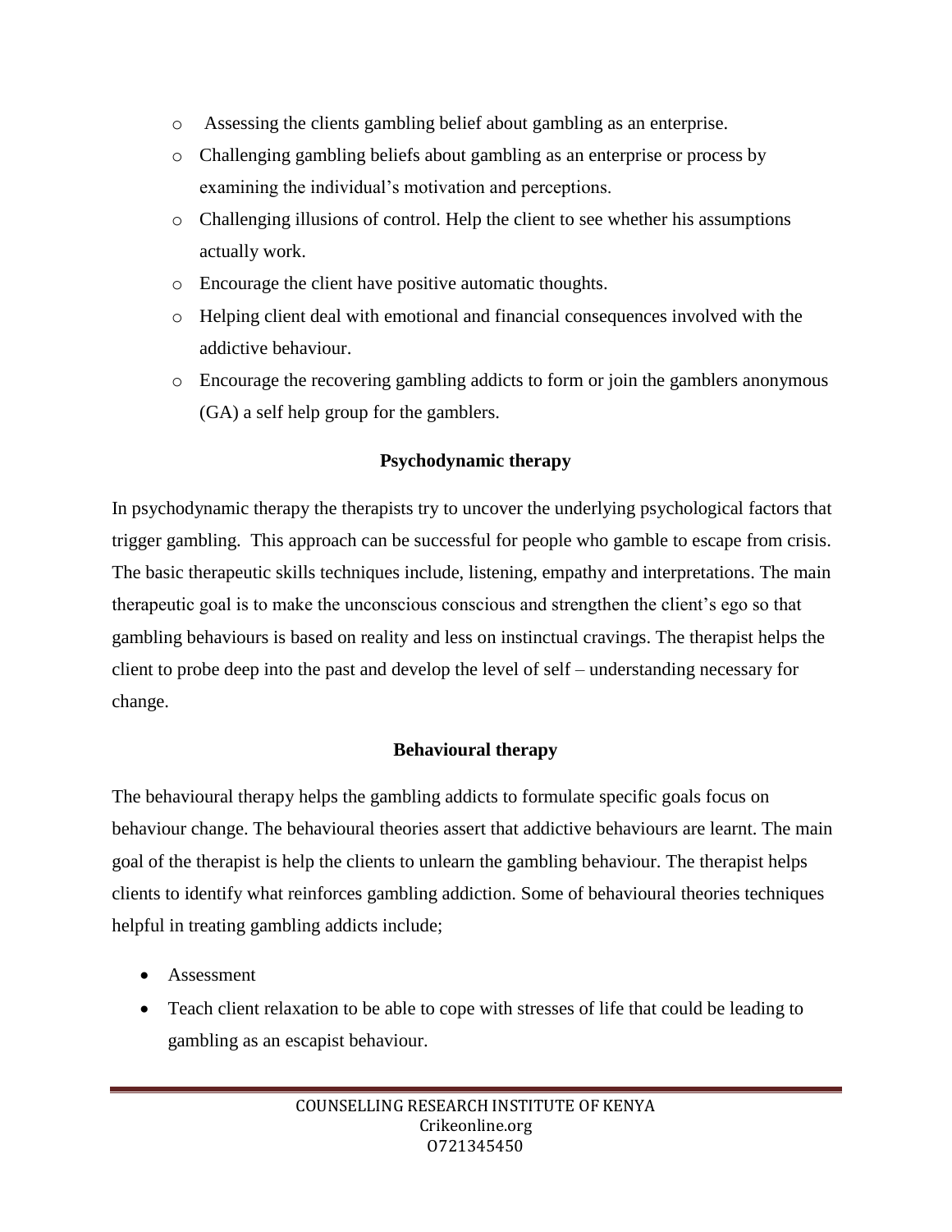- Assessing the clients gambling belief about gambling as an enterprise.
- Challenging gambling beliefs about gambling as an enterprise or process by examining the individual's motivation and perceptions.
- Challenging illusions of control. Help the client to see whether his assumptions actually work.
- Encourage the client have positive automatic thoughts.
- Helping client deal with emotional and financial consequences involved with the addictive behaviour.
- Encourage the recovering gambling addicts to form or join the gamblers anonymous (GA) a self help group for the gamblers.

**Psychodynamic therapy**

In psychodynamic therapy the therapists try to uncover the underlying psychological factors that trigger gambling. This approach can be successful for people who gamble to escape from crisis. The basic therapeutic skills techniques include, listening, empathy and interpretations. The main therapeutic goal is to make the unconscious conscious and strengthen the client's ego so that gambling behaviours is based on reality and less on instinctual cravings. The therapist helps the client to probe deep into the past and develop the level of self – understanding necessary for change.

**Behavioural therapy**

The behavioural therapy helps the gambling addicts to formulate specific goals focus on behaviour change. The behavioural theories assert that addictive behaviours are learnt. The main goal of the therapist is help the clients to unlearn the gambling behaviour. The therapist helps clients to identify what reinforces gambling addiction. Some of behavioural theories techniques helpful in treating gambling addicts include;

- Assessment
- Teach client relaxation to be able to cope with stresses of life that could be leading to gambling as an escapist behaviour.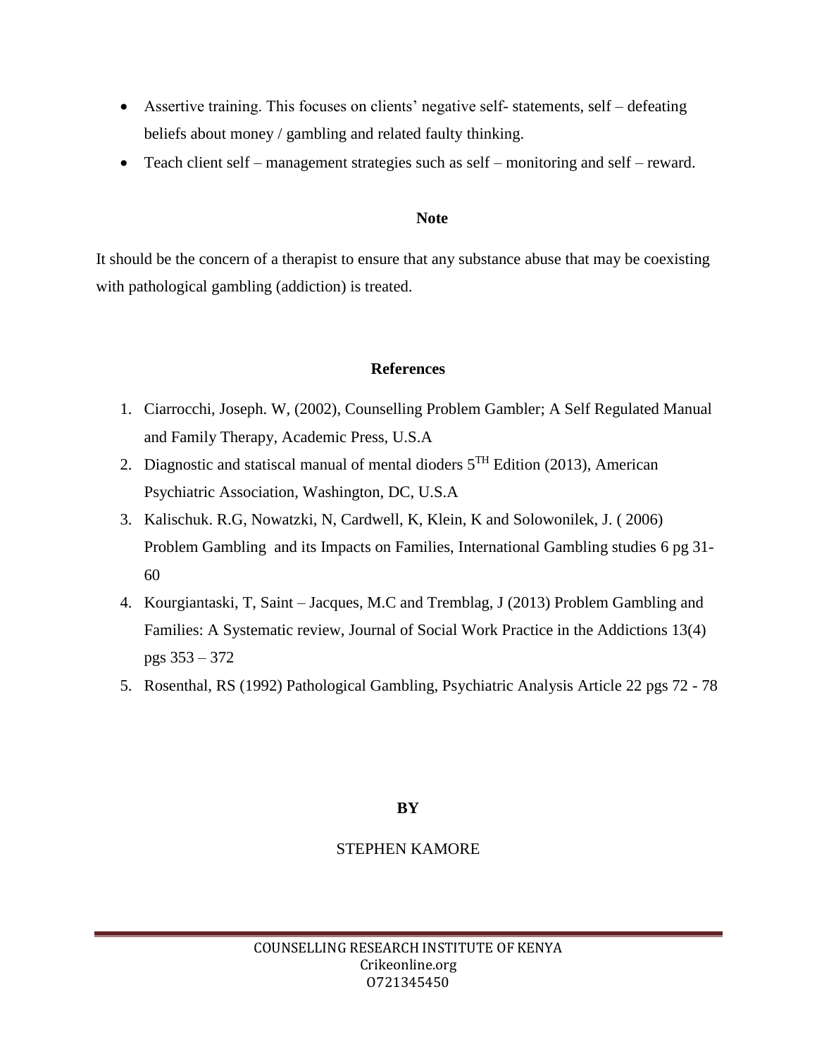- Assertive training. This focuses on clients' negative self- statements, self – defeating beliefs about money / gambling and related faulty thinking.
- Teach client self – management strategies such as self – monitoring and self – reward.

**Note**

It should be the concern of a therapist to ensure that any substance abuse that may be coexisting with pathological gambling (addiction) is treated.

## References

1. Ciarrocchi, Joseph. W, (2002), Counselling Problem Gambler; A Self Regulated Manual and Family Therapy, Academic Press, U.S.A
2. Diagnostic and statiscal manual of mental dioders 5TH Edition (2013), American Psychiatric Association, Washington, DC, U.S.A
3. Kalischuk. R.G, Nowatzki, N, Cardwell, K, Klein, K and Solowonilek, J. ( 2006) Problem Gambling and its Impacts on Families, International Gambling studies 6 pg 31-60
4. Kourgiantaski, T, Saint – Jacques, M.C and Tremblag, J (2013) Problem Gambling and Families: A Systematic review, Journal of Social Work Practice in the Addictions 13(4) pgs 353 – 372
5. Rosenthal, RS (1992) Pathological Gambling, Psychiatric Analysis Article 22 pgs 72 - 78

**BY**

STEPHEN KAMORE